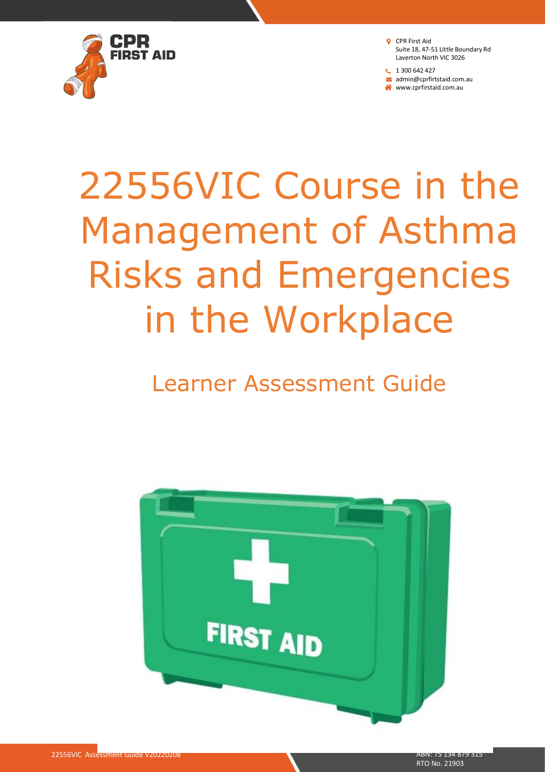CPR FIRST AID

CPR First Aid
Suite 18, 47-51 Little Boundary Rd
Laverton North VIC 3026

1 300 642 427
admin@cprfirtstaid.com.au
www.cprfirstaid.com.au

# 22556VIC Course in the Management of Asthma Risks and Emergencies in the Workplace

## Learner Assessment Guide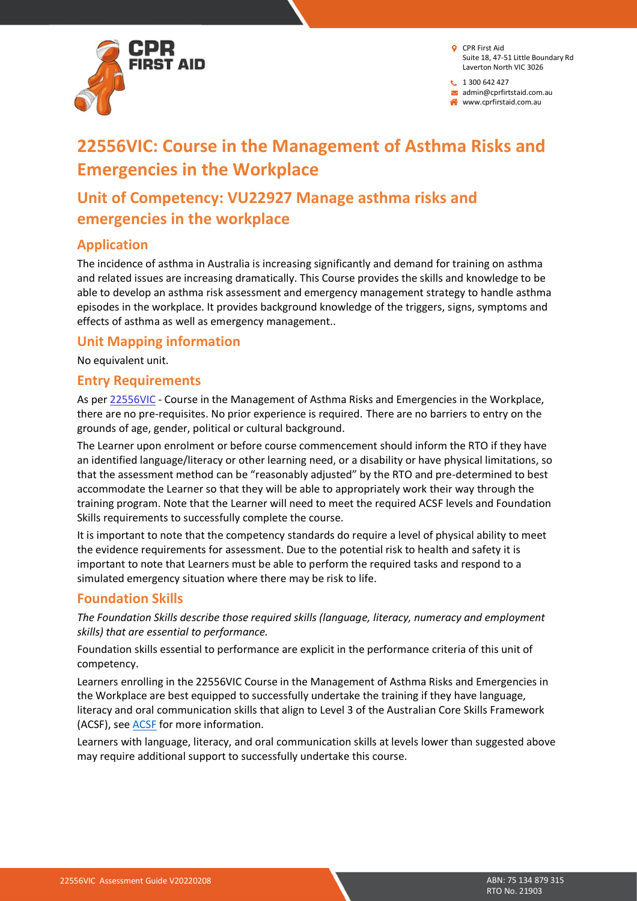# 22556VIC: Course in the Management of Asthma Risks and Emergencies in the Workplace

## Unit of Competency: VU22927 Manage asthma risks and emergencies in the workplace

### Application

The incidence of asthma in Australia is increasing significantly and demand for training on asthma and related issues are increasing dramatically. This Course provides the skills and knowledge to be able to develop an asthma risk assessment and emergency management strategy to handle asthma episodes in the workplace. It provides background knowledge of the triggers, signs, symptoms and effects of asthma as well as emergency management..

### Unit Mapping information

No equivalent unit.

### Entry Requirements

As per 22556VIC - Course in the Management of Asthma Risks and Emergencies in the Workplace, there are no pre-requisites. No prior experience is required. There are no barriers to entry on the grounds of age, gender, political or cultural background.

The Learner upon enrolment or before course commencement should inform the RTO if they have an identified language/literacy or other learning need, or a disability or have physical limitations, so that the assessment method can be "reasonably adjusted" by the RTO and pre-determined to best accommodate the Learner so that they will be able to appropriately work their way through the training program. Note that the Learner will need to meet the required ACSF levels and Foundation Skills requirements to successfully complete the course.

It is important to note that the competency standards do require a level of physical ability to meet the evidence requirements for assessment. Due to the potential risk to health and safety it is important to note that Learners must be able to perform the required tasks and respond to a simulated emergency situation where there may be risk to life.

### Foundation Skills

*The Foundation Skills describe those required skills (language, literacy, numeracy and employment skills) that are essential to performance.*

Foundation skills essential to performance are explicit in the performance criteria of this unit of competency.

Learners enrolling in the 22556VIC Course in the Management of Asthma Risks and Emergencies in the Workplace are best equipped to successfully undertake the training if they have language, literacy and oral communication skills that align to Level 3 of the Australian Core Skills Framework (ACSF), see ACSF for more information.

Learners with language, literacy, and oral communication skills at levels lower than suggested above may require additional support to successfully undertake this course.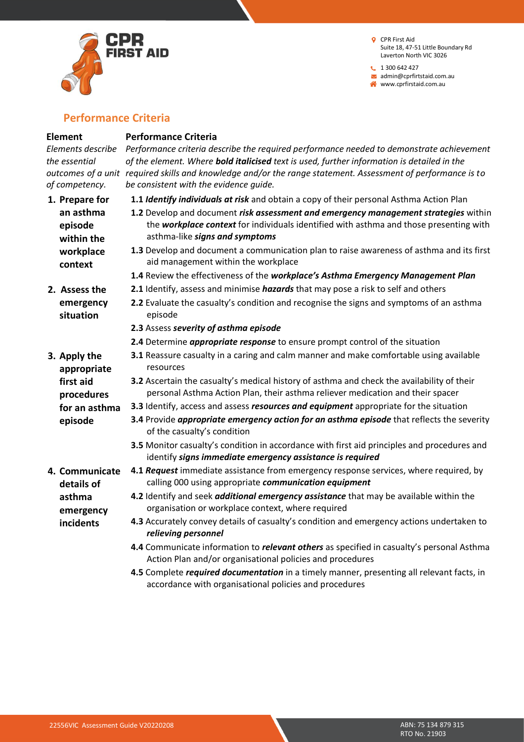## Performance Criteria

| Element | Performance Criteria |
|---|---|
| *Elements describe the essential outcomes of a unit of competency.* | *Performance criteria describe the required performance needed to demonstrate achievement of the element. Where **bold italicised** text is used, further information is detailed in the required skills and knowledge and/or the range statement. Assessment of performance is to be consistent with the evidence guide.* |
| **1. Prepare for an asthma episode within the workplace context** | **1.1** ***Identify individuals at risk*** and obtain a copy of their personal Asthma Action Plan<br>**1.2** Develop and document ***risk assessment and emergency management strategies*** within the ***workplace context*** for individuals identified with asthma and those presenting with asthma-like ***signs and symptoms***<br>**1.3** Develop and document a communication plan to raise awareness of asthma and its first aid management within the workplace<br>**1.4** Review the effectiveness of the ***workplace's Asthma Emergency Management Plan*** |
| **2. Assess the emergency situation** | **2.1** Identify, assess and minimise ***hazards*** that may pose a risk to self and others<br>**2.2** Evaluate the casualty's condition and recognise the signs and symptoms of an asthma episode<br>**2.3** Assess ***severity of asthma episode***<br>**2.4** Determine ***appropriate response*** to ensure prompt control of the situation |
| **3. Apply the appropriate first aid procedures for an asthma episode** | **3.1** Reassure casualty in a caring and calm manner and make comfortable using available resources<br>**3.2** Ascertain the casualty's medical history of asthma and check the availability of their personal Asthma Action Plan, their asthma reliever medication and their spacer<br>**3.3** Identify, access and assess ***resources and equipment*** appropriate for the situation<br>**3.4** Provide ***appropriate emergency action for an asthma episode*** that reflects the severity of the casualty's condition<br>**3.5** Monitor casualty's condition in accordance with first aid principles and procedures and identify ***signs immediate emergency assistance is required*** |
| **4. Communicate details of asthma emergency incidents** | **4.1** ***Request*** immediate assistance from emergency response services, where required, by calling 000 using appropriate ***communication equipment***<br>**4.2** Identify and seek ***additional emergency assistance*** that may be available within the organisation or workplace context, where required<br>**4.3** Accurately convey details of casualty's condition and emergency actions undertaken to ***relieving personnel***<br>**4.4** Communicate information to ***relevant others*** as specified in casualty's personal Asthma Action Plan and/or organisational policies and procedures<br>**4.5** Complete ***required documentation*** in a timely manner, presenting all relevant facts, in accordance with organisational policies and procedures |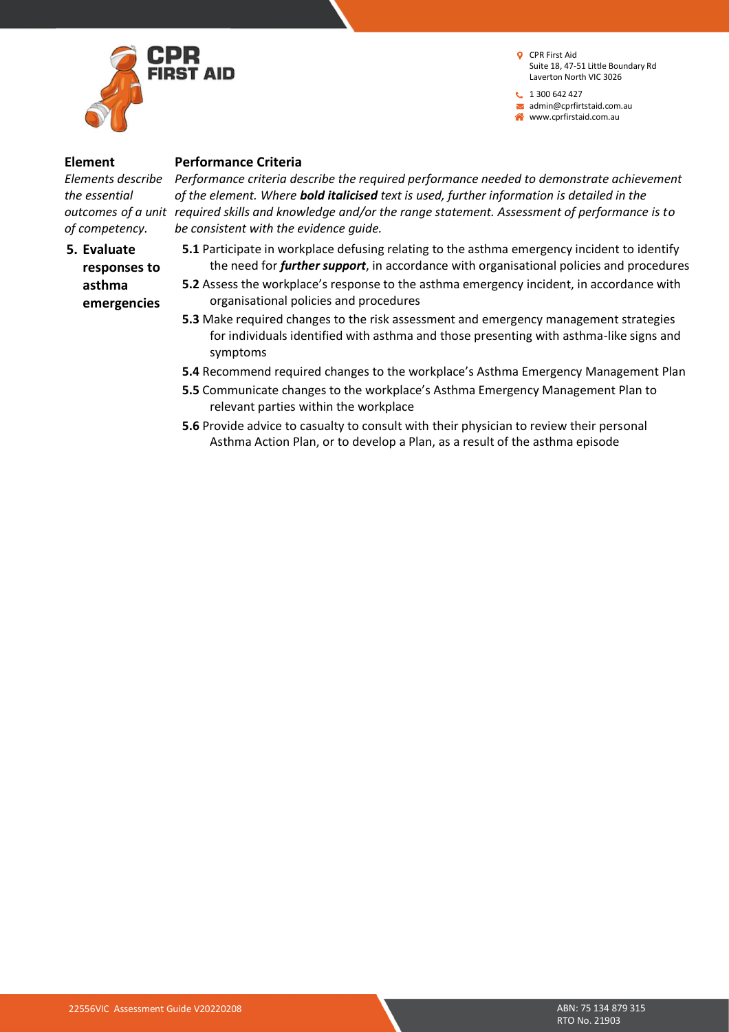| Element | Performance Criteria |
| --- | --- |
| *Elements describe the essential outcomes of a unit of competency.* | *Performance criteria describe the required performance needed to demonstrate achievement of the element. Where **bold italicised** text is used, further information is detailed in the required skills and knowledge and/or the range statement. Assessment of performance is to be consistent with the evidence guide.* |
| **5. Evaluate responses to asthma emergencies** | **5.1** Participate in workplace defusing relating to the asthma emergency incident to identify the need for ***further support***, in accordance with organisational policies and procedures<br>**5.2** Assess the workplace's response to the asthma emergency incident, in accordance with organisational policies and procedures<br>**5.3** Make required changes to the risk assessment and emergency management strategies for individuals identified with asthma and those presenting with asthma-like signs and symptoms<br>**5.4** Recommend required changes to the workplace's Asthma Emergency Management Plan<br>**5.5** Communicate changes to the workplace's Asthma Emergency Management Plan to relevant parties within the workplace<br>**5.6** Provide advice to casualty to consult with their physician to review their personal Asthma Action Plan, or to develop a Plan, as a result of the asthma episode |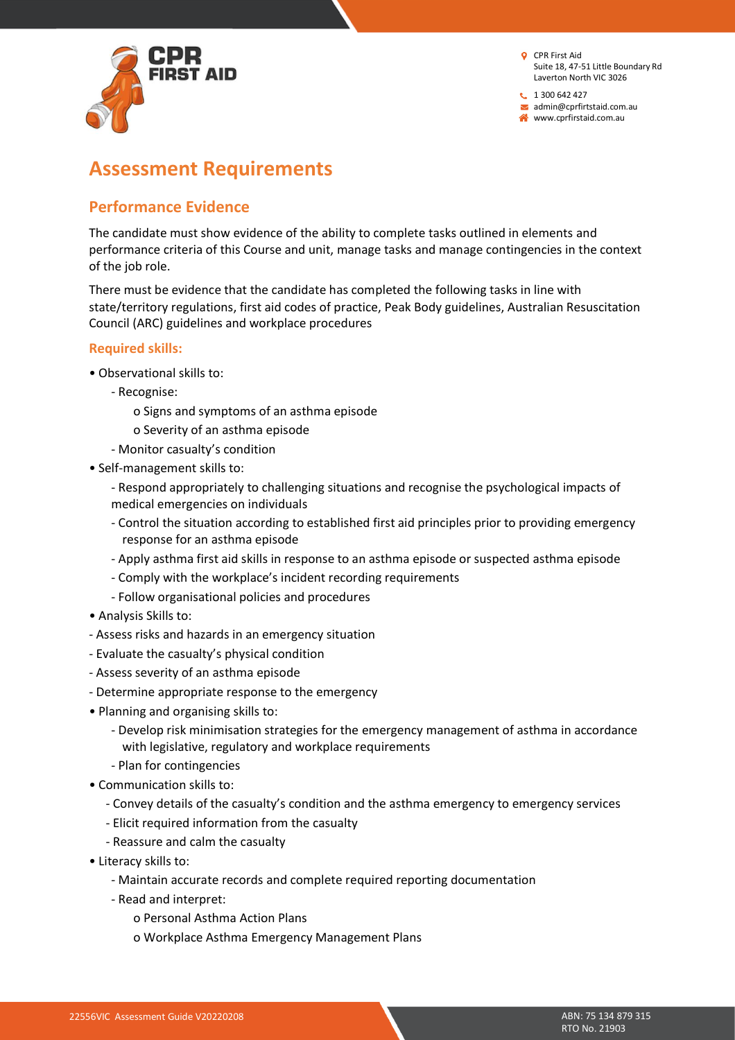# Assessment Requirements

## Performance Evidence

The candidate must show evidence of the ability to complete tasks outlined in elements and performance criteria of this Course and unit, manage tasks and manage contingencies in the context of the job role.

There must be evidence that the candidate has completed the following tasks in line with state/territory regulations, first aid codes of practice, Peak Body guidelines, Australian Resuscitation Council (ARC) guidelines and workplace procedures

### Required skills:

- Observational skills to:
  - Recognise:
    - Signs and symptoms of an asthma episode
    - Severity of an asthma episode
  - Monitor casualty's condition
- Self-management skills to:
  - Respond appropriately to challenging situations and recognise the psychological impacts of medical emergencies on individuals
  - Control the situation according to established first aid principles prior to providing emergency response for an asthma episode
  - Apply asthma first aid skills in response to an asthma episode or suspected asthma episode
  - Comply with the workplace's incident recording requirements
  - Follow organisational policies and procedures
- Analysis Skills to:
  - Assess risks and hazards in an emergency situation
  - Evaluate the casualty's physical condition
  - Assess severity of an asthma episode
  - Determine appropriate response to the emergency
- Planning and organising skills to:
  - Develop risk minimisation strategies for the emergency management of asthma in accordance with legislative, regulatory and workplace requirements
  - Plan for contingencies
- Communication skills to:
  - Convey details of the casualty's condition and the asthma emergency to emergency services
  - Elicit required information from the casualty
  - Reassure and calm the casualty
- Literacy skills to:
  - Maintain accurate records and complete required reporting documentation
  - Read and interpret:
    - Personal Asthma Action Plans
    - Workplace Asthma Emergency Management Plans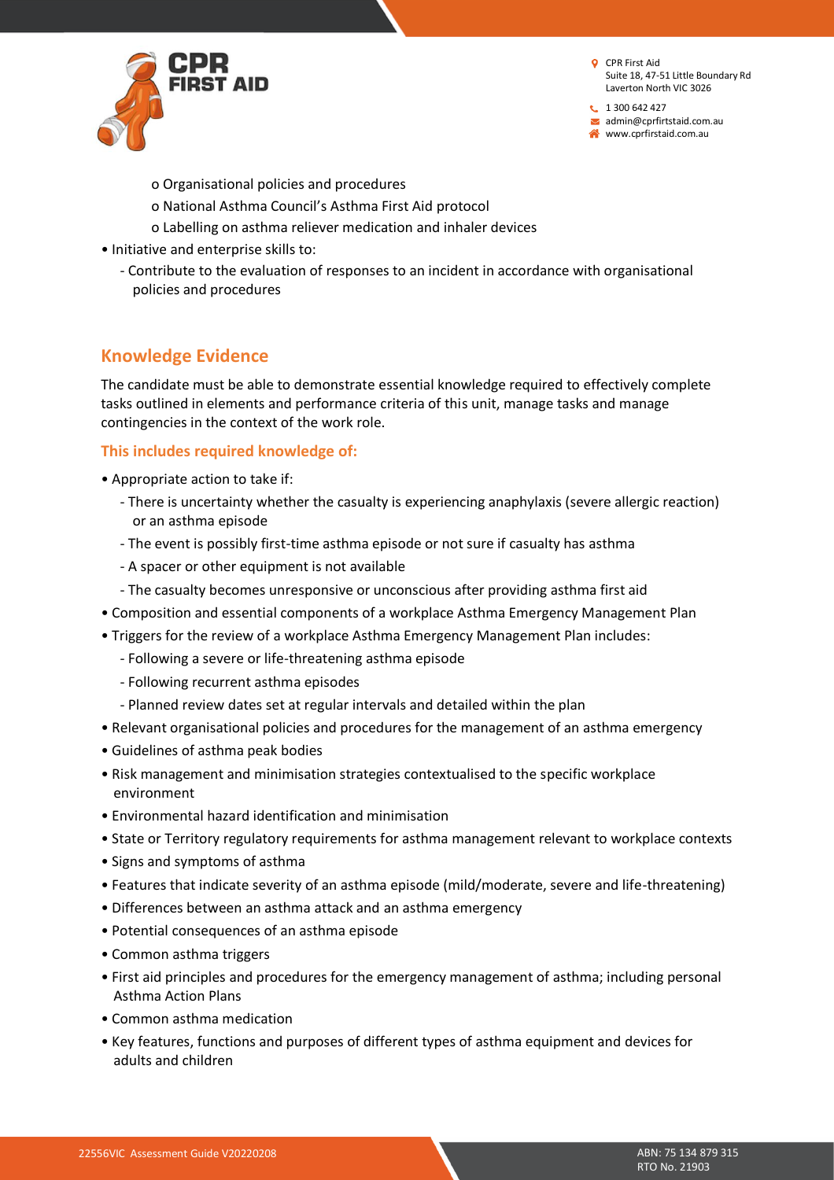- o Organisational policies and procedures
- o National Asthma Council's Asthma First Aid protocol
- o Labelling on asthma reliever medication and inhaler devices

• Initiative and enterprise skills to:

- Contribute to the evaluation of responses to an incident in accordance with organisational policies and procedures

## Knowledge Evidence

The candidate must be able to demonstrate essential knowledge required to effectively complete tasks outlined in elements and performance criteria of this unit, manage tasks and manage contingencies in the context of the work role.

### This includes required knowledge of:

• Appropriate action to take if:

- There is uncertainty whether the casualty is experiencing anaphylaxis (severe allergic reaction) or an asthma episode
- The event is possibly first-time asthma episode or not sure if casualty has asthma
- A spacer or other equipment is not available
- The casualty becomes unresponsive or unconscious after providing asthma first aid

• Composition and essential components of a workplace Asthma Emergency Management Plan

• Triggers for the review of a workplace Asthma Emergency Management Plan includes:

- Following a severe or life-threatening asthma episode
- Following recurrent asthma episodes
- Planned review dates set at regular intervals and detailed within the plan

• Relevant organisational policies and procedures for the management of an asthma emergency

• Guidelines of asthma peak bodies

• Risk management and minimisation strategies contextualised to the specific workplace environment

• Environmental hazard identification and minimisation

• State or Territory regulatory requirements for asthma management relevant to workplace contexts

• Signs and symptoms of asthma

• Features that indicate severity of an asthma episode (mild/moderate, severe and life-threatening)

• Differences between an asthma attack and an asthma emergency

• Potential consequences of an asthma episode

• Common asthma triggers

• First aid principles and procedures for the emergency management of asthma; including personal Asthma Action Plans

• Common asthma medication

• Key features, functions and purposes of different types of asthma equipment and devices for adults and children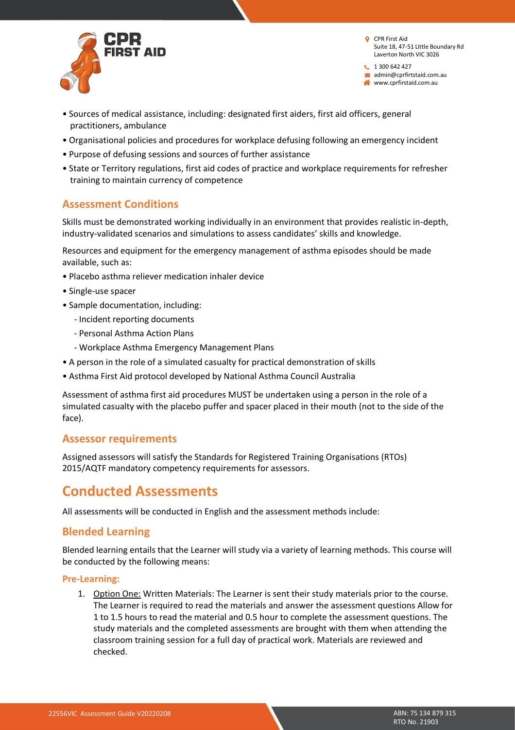- Sources of medical assistance, including: designated first aiders, first aid officers, general practitioners, ambulance
- Organisational policies and procedures for workplace defusing following an emergency incident
- Purpose of defusing sessions and sources of further assistance
- State or Territory regulations, first aid codes of practice and workplace requirements for refresher training to maintain currency of competence

## Assessment Conditions

Skills must be demonstrated working individually in an environment that provides realistic in-depth, industry-validated scenarios and simulations to assess candidates' skills and knowledge.

Resources and equipment for the emergency management of asthma episodes should be made available, such as:

- Placebo asthma reliever medication inhaler device
- Single-use spacer
- Sample documentation, including:
  - Incident reporting documents
  - Personal Asthma Action Plans
  - Workplace Asthma Emergency Management Plans
- A person in the role of a simulated casualty for practical demonstration of skills
- Asthma First Aid protocol developed by National Asthma Council Australia

Assessment of asthma first aid procedures MUST be undertaken using a person in the role of a simulated casualty with the placebo puffer and spacer placed in their mouth (not to the side of the face).

## Assessor requirements

Assigned assessors will satisfy the Standards for Registered Training Organisations (RTOs) 2015/AQTF mandatory competency requirements for assessors.

# Conducted Assessments

All assessments will be conducted in English and the assessment methods include:

## Blended Learning

Blended learning entails that the Learner will study via a variety of learning methods. This course will be conducted by the following means:

### Pre-Learning:

1. Option One: Written Materials: The Learner is sent their study materials prior to the course. The Learner is required to read the materials and answer the assessment questions Allow for 1 to 1.5 hours to read the material and 0.5 hour to complete the assessment questions. The study materials and the completed assessments are brought with them when attending the classroom training session for a full day of practical work. Materials are reviewed and checked.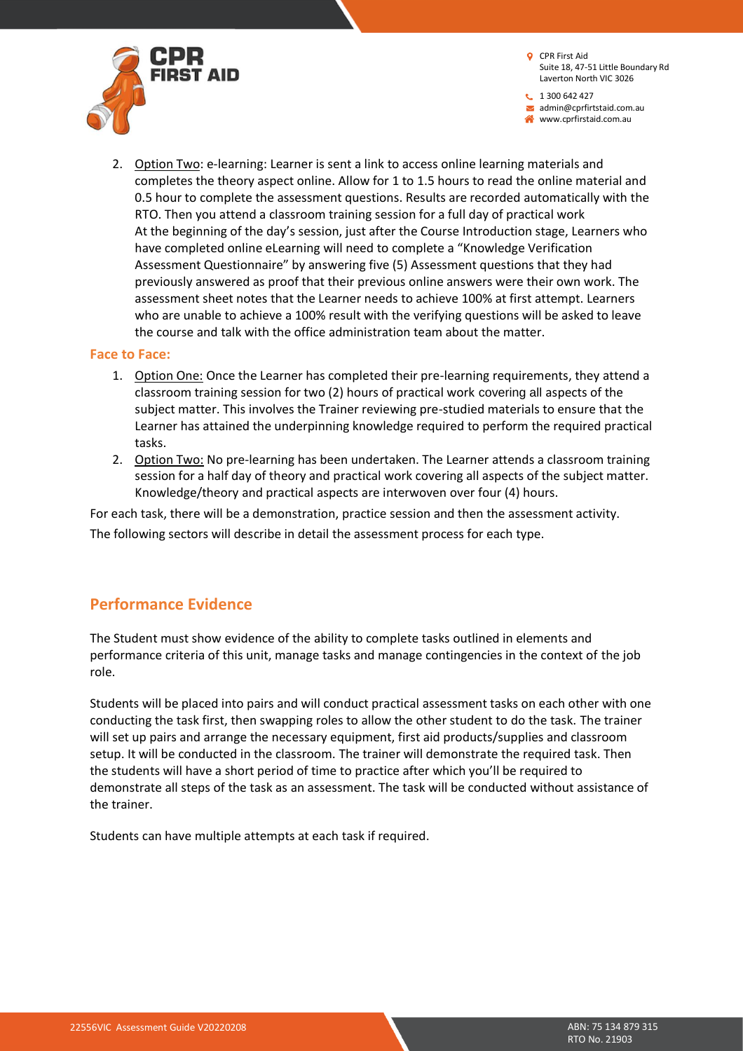2. Option Two: e-learning: Learner is sent a link to access online learning materials and completes the theory aspect online. Allow for 1 to 1.5 hours to read the online material and 0.5 hour to complete the assessment questions. Results are recorded automatically with the RTO. Then you attend a classroom training session for a full day of practical work
   At the beginning of the day's session, just after the Course Introduction stage, Learners who have completed online eLearning will need to complete a "Knowledge Verification Assessment Questionnaire" by answering five (5) Assessment questions that they had previously answered as proof that their previous online answers were their own work. The assessment sheet notes that the Learner needs to achieve 100% at first attempt. Learners who are unable to achieve a 100% result with the verifying questions will be asked to leave the course and talk with the office administration team about the matter.

### Face to Face:

1. Option One: Once the Learner has completed their pre-learning requirements, they attend a classroom training session for two (2) hours of practical work covering all aspects of the subject matter. This involves the Trainer reviewing pre-studied materials to ensure that the Learner has attained the underpinning knowledge required to perform the required practical tasks.
2. Option Two: No pre-learning has been undertaken. The Learner attends a classroom training session for a half day of theory and practical work covering all aspects of the subject matter. Knowledge/theory and practical aspects are interwoven over four (4) hours.

For each task, there will be a demonstration, practice session and then the assessment activity.

The following sectors will describe in detail the assessment process for each type.

## Performance Evidence

The Student must show evidence of the ability to complete tasks outlined in elements and performance criteria of this unit, manage tasks and manage contingencies in the context of the job role.

Students will be placed into pairs and will conduct practical assessment tasks on each other with one conducting the task first, then swapping roles to allow the other student to do the task. The trainer will set up pairs and arrange the necessary equipment, first aid products/supplies and classroom setup. It will be conducted in the classroom. The trainer will demonstrate the required task. Then the students will have a short period of time to practice after which you'll be required to demonstrate all steps of the task as an assessment. The task will be conducted without assistance of the trainer.

Students can have multiple attempts at each task if required.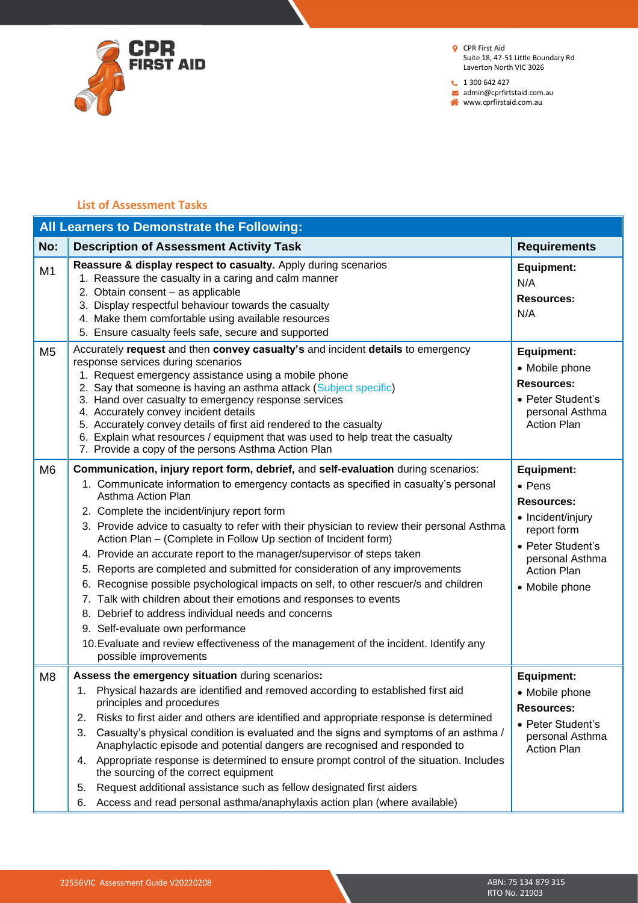## List of Assessment Tasks

| All Learners to Demonstrate the Following: | | |
|---|---|---|
| **No:** | **Description of Assessment Activity Task** | **Requirements** |
| M1 | **Reassure & display respect to casualty.** Apply during scenarios<br>1. Reassure the casualty in a caring and calm manner<br>2. Obtain consent – as applicable<br>3. Display respectful behaviour towards the casualty<br>4. Make them comfortable using available resources<br>5. Ensure casualty feels safe, secure and supported | **Equipment:**<br>N/A<br>**Resources:**<br>N/A |
| M5 | Accurately **request** and then **convey casualty's** and incident **details** to emergency response services during scenarios<br>1. Request emergency assistance using a mobile phone<br>2. Say that someone is having an asthma attack (Subject specific)<br>3. Hand over casualty to emergency response services<br>4. Accurately convey incident details<br>5. Accurately convey details of first aid rendered to the casualty<br>6. Explain what resources / equipment that was used to help treat the casualty<br>7. Provide a copy of the persons Asthma Action Plan | **Equipment:**<br>• Mobile phone<br>**Resources:**<br>• Peter Student's personal Asthma Action Plan |
| M6 | **Communication, injury report form, debrief,** and **self-evaluation** during scenarios:<br>1. Communicate information to emergency contacts as specified in casualty's personal Asthma Action Plan<br>2. Complete the incident/injury report form<br>3. Provide advice to casualty to refer with their physician to review their personal Asthma Action Plan – (Complete in Follow Up section of Incident form)<br>4. Provide an accurate report to the manager/supervisor of steps taken<br>5. Reports are completed and submitted for consideration of any improvements<br>6. Recognise possible psychological impacts on self, to other rescuer/s and children<br>7. Talk with children about their emotions and responses to events<br>8. Debrief to address individual needs and concerns<br>9. Self-evaluate own performance<br>10. Evaluate and review effectiveness of the management of the incident. Identify any possible improvements | **Equipment:**<br>• Pens<br>**Resources:**<br>• Incident/injury report form<br>• Peter Student's personal Asthma Action Plan<br>• Mobile phone |
| M8 | **Assess the emergency situation** during scenarios**:**<br>1. Physical hazards are identified and removed according to established first aid principles and procedures<br>2. Risks to first aider and others are identified and appropriate response is determined<br>3. Casualty's physical condition is evaluated and the signs and symptoms of an asthma / Anaphylactic episode and potential dangers are recognised and responded to<br>4. Appropriate response is determined to ensure prompt control of the situation. Includes the sourcing of the correct equipment<br>5. Request additional assistance such as fellow designated first aiders<br>6. Access and read personal asthma/anaphylaxis action plan (where available) | **Equipment:**<br>• Mobile phone<br>**Resources:**<br>• Peter Student's personal Asthma Action Plan |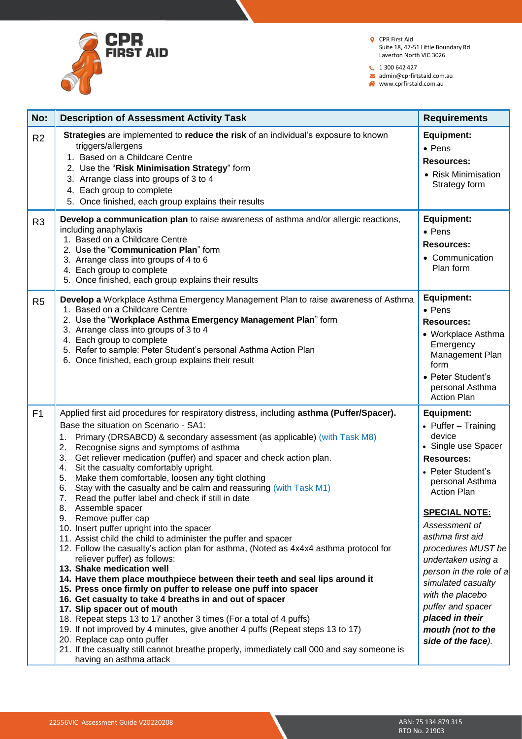| No: | Description of Assessment Activity Task | Requirements |
|---|---|---|
| R2 | **Strategies** are implemented to **reduce the risk** of an individual's exposure to known triggers/allergens<br>1. Based on a Childcare Centre<br>2. Use the "**Risk Minimisation Strategy**" form<br>3. Arrange class into groups of 3 to 4<br>4. Each group to complete<br>5. Once finished, each group explains their results | **Equipment:**<br>• Pens<br>**Resources:**<br>• Risk Minimisation Strategy form |
| R3 | **Develop a communication plan** to raise awareness of asthma and/or allergic reactions, including anaphylaxis<br>1. Based on a Childcare Centre<br>2. Use the "**Communication Plan**" form<br>3. Arrange class into groups of 4 to 6<br>4. Each group to complete<br>5. Once finished, each group explains their results | **Equipment:**<br>• Pens<br>**Resources:**<br>• Communication Plan form |
| R5 | **Develop a** Workplace Asthma Emergency Management Plan to raise awareness of Asthma<br>1. Based on a Childcare Centre<br>2. Use the "**Workplace Asthma Emergency Management Plan**" form<br>3. Arrange class into groups of 3 to 4<br>4. Each group to complete<br>5. Refer to sample: Peter Student's personal Asthma Action Plan<br>6. Once finished, each group explains their result | **Equipment:**<br>• Pens<br>**Resources:**<br>• Workplace Asthma Emergency Management Plan form<br>• Peter Student's personal Asthma Action Plan |
| F1 | Applied first aid procedures for respiratory distress, including **asthma (Puffer/Spacer).**<br>Base the situation on Scenario - SA1:<br>1. Primary (DRSABCD) & secondary assessment (as applicable) (with Task M8)<br>2. Recognise signs and symptoms of asthma<br>3. Get reliever medication (puffer) and spacer and check action plan.<br>4. Sit the casualty comfortably upright.<br>5. Make them comfortable, loosen any tight clothing<br>6. Stay with the casualty and be calm and reassuring (with Task M1)<br>7. Read the puffer label and check if still in date<br>8. Assemble spacer<br>9. Remove puffer cap<br>10. Insert puffer upright into the spacer<br>11. Assist child the child to administer the puffer and spacer<br>12. Follow the casualty's action plan for asthma, (Noted as 4x4x4 asthma protocol for reliever puffer) as follows:<br>**13. Shake medication well**<br>**14. Have them place mouthpiece between their teeth and seal lips around it**<br>**15. Press once firmly on puffer to release one puff into spacer**<br>**16. Get casualty to take 4 breaths in and out of spacer**<br>**17. Slip spacer out of mouth**<br>18. Repeat steps 13 to 17 another 3 times (For a total of 4 puffs)<br>19. If not improved by 4 minutes, give another 4 puffs (Repeat steps 13 to 17)<br>20. Replace cap onto puffer<br>21. If the casualty still cannot breathe properly, immediately call 000 and say someone is having an asthma attack | **Equipment:**<br>• Puffer – Training device<br>• Single use Spacer<br>**Resources:**<br>• Peter Student's personal Asthma Action Plan<br><br>**SPECIAL NOTE:**<br>*Assessment of asthma first aid procedures MUST be undertaken using a person in the role of a simulated casualty with the placebo puffer and spacer **placed in their mouth (not to the side of the face**).* |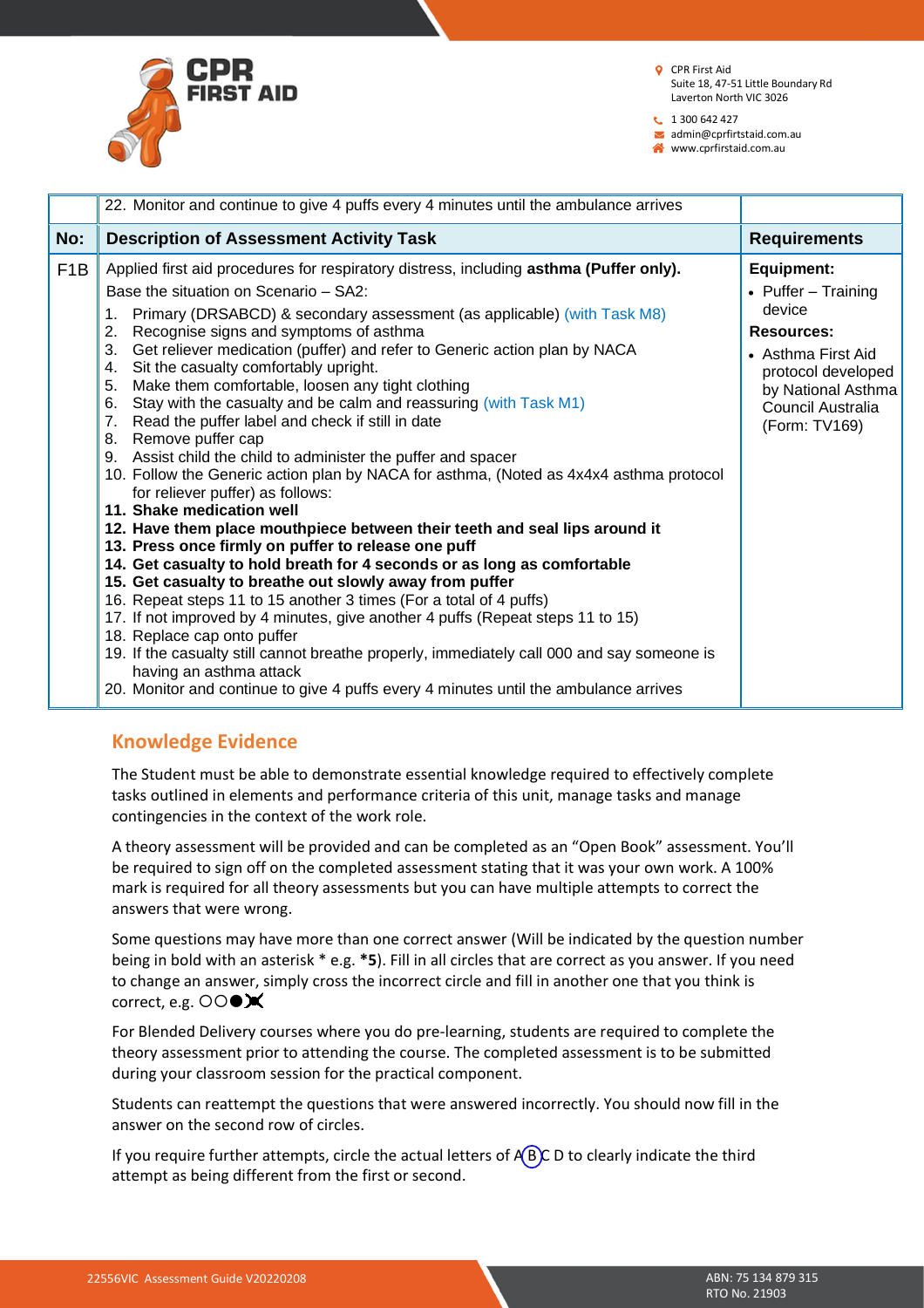| | 22. Monitor and continue to give 4 puffs every 4 minutes until the ambulance arrives | |
|---|---|---|
| **No:** | **Description of Assessment Activity Task** | **Requirements** |
| F1B | Applied first aid procedures for respiratory distress, including **asthma (Puffer only).**<br>Base the situation on Scenario – SA2:<br>1. Primary (DRSABCD) & secondary assessment (as applicable) (with Task M8)<br>2. Recognise signs and symptoms of asthma<br>3. Get reliever medication (puffer) and refer to Generic action plan by NACA<br>4. Sit the casualty comfortably upright.<br>5. Make them comfortable, loosen any tight clothing<br>6. Stay with the casualty and be calm and reassuring (with Task M1)<br>7. Read the puffer label and check if still in date<br>8. Remove puffer cap<br>9. Assist child the child to administer the puffer and spacer<br>10. Follow the Generic action plan by NACA for asthma, (Noted as 4x4x4 asthma protocol for reliever puffer) as follows:<br>**11. Shake medication well**<br>**12. Have them place mouthpiece between their teeth and seal lips around it**<br>**13. Press once firmly on puffer to release one puff**<br>**14. Get casualty to hold breath for 4 seconds or as long as comfortable**<br>**15. Get casualty to breathe out slowly away from puffer**<br>16. Repeat steps 11 to 15 another 3 times (For a total of 4 puffs)<br>17. If not improved by 4 minutes, give another 4 puffs (Repeat steps 11 to 15)<br>18. Replace cap onto puffer<br>19. If the casualty still cannot breathe properly, immediately call 000 and say someone is having an asthma attack<br>20. Monitor and continue to give 4 puffs every 4 minutes until the ambulance arrives | **Equipment:**<br>• Puffer – Training device<br>**Resources:**<br>• Asthma First Aid protocol developed by National Asthma Council Australia (Form: TV169) |

## Knowledge Evidence

The Student must be able to demonstrate essential knowledge required to effectively complete tasks outlined in elements and performance criteria of this unit, manage tasks and manage contingencies in the context of the work role.

A theory assessment will be provided and can be completed as an "Open Book" assessment. You'll be required to sign off on the completed assessment stating that it was your own work. A 100% mark is required for all theory assessments but you can have multiple attempts to correct the answers that were wrong.

Some questions may have more than one correct answer (Will be indicated by the question number being in bold with an asterisk * e.g. ***5**). Fill in all circles that are correct as you answer. If you need to change an answer, simply cross the incorrect circle and fill in another one that you think is correct, e.g. ○○●⊗

For Blended Delivery courses where you do pre-learning, students are required to complete the theory assessment prior to attending the course. The completed assessment is to be submitted during your classroom session for the practical component.

Students can reattempt the questions that were answered incorrectly. You should now fill in the answer on the second row of circles.

If you require further attempts, circle the actual letters of A (B) C D to clearly indicate the third attempt as being different from the first or second.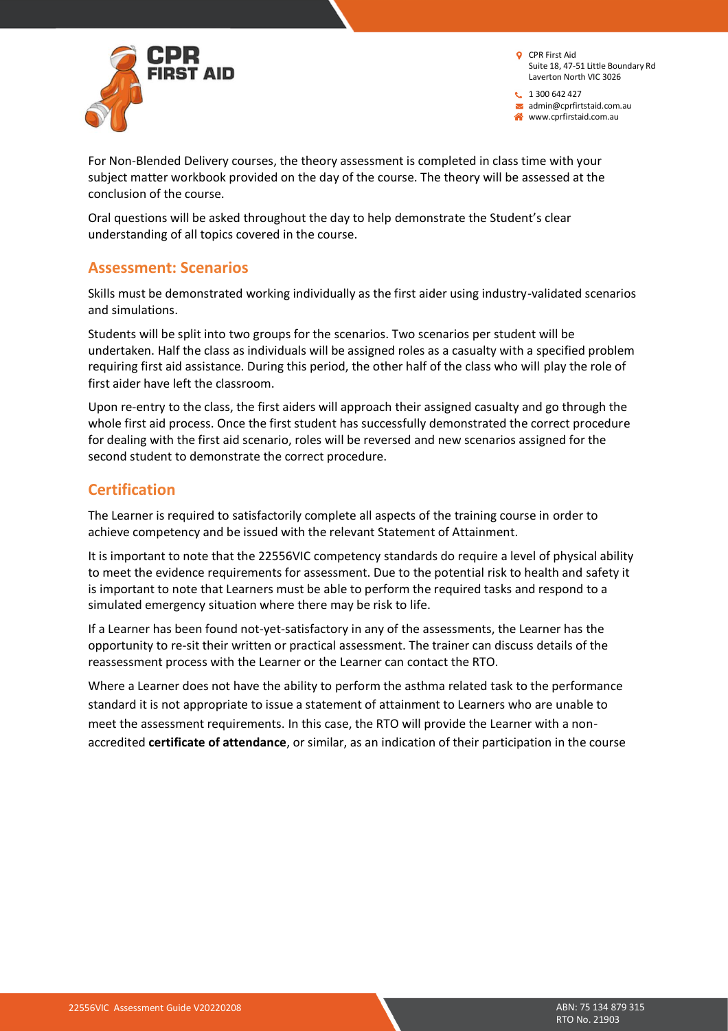For Non-Blended Delivery courses, the theory assessment is completed in class time with your subject matter workbook provided on the day of the course. The theory will be assessed at the conclusion of the course.

Oral questions will be asked throughout the day to help demonstrate the Student's clear understanding of all topics covered in the course.

## Assessment: Scenarios

Skills must be demonstrated working individually as the first aider using industry-validated scenarios and simulations.

Students will be split into two groups for the scenarios. Two scenarios per student will be undertaken. Half the class as individuals will be assigned roles as a casualty with a specified problem requiring first aid assistance. During this period, the other half of the class who will play the role of first aider have left the classroom.

Upon re-entry to the class, the first aiders will approach their assigned casualty and go through the whole first aid process. Once the first student has successfully demonstrated the correct procedure for dealing with the first aid scenario, roles will be reversed and new scenarios assigned for the second student to demonstrate the correct procedure.

## Certification

The Learner is required to satisfactorily complete all aspects of the training course in order to achieve competency and be issued with the relevant Statement of Attainment.

It is important to note that the 22556VIC competency standards do require a level of physical ability to meet the evidence requirements for assessment. Due to the potential risk to health and safety it is important to note that Learners must be able to perform the required tasks and respond to a simulated emergency situation where there may be risk to life.

If a Learner has been found not-yet-satisfactory in any of the assessments, the Learner has the opportunity to re-sit their written or practical assessment. The trainer can discuss details of the reassessment process with the Learner or the Learner can contact the RTO.

Where a Learner does not have the ability to perform the asthma related task to the performance standard it is not appropriate to issue a statement of attainment to Learners who are unable to meet the assessment requirements. In this case, the RTO will provide the Learner with a non-accredited **certificate of attendance**, or similar, as an indication of their participation in the course